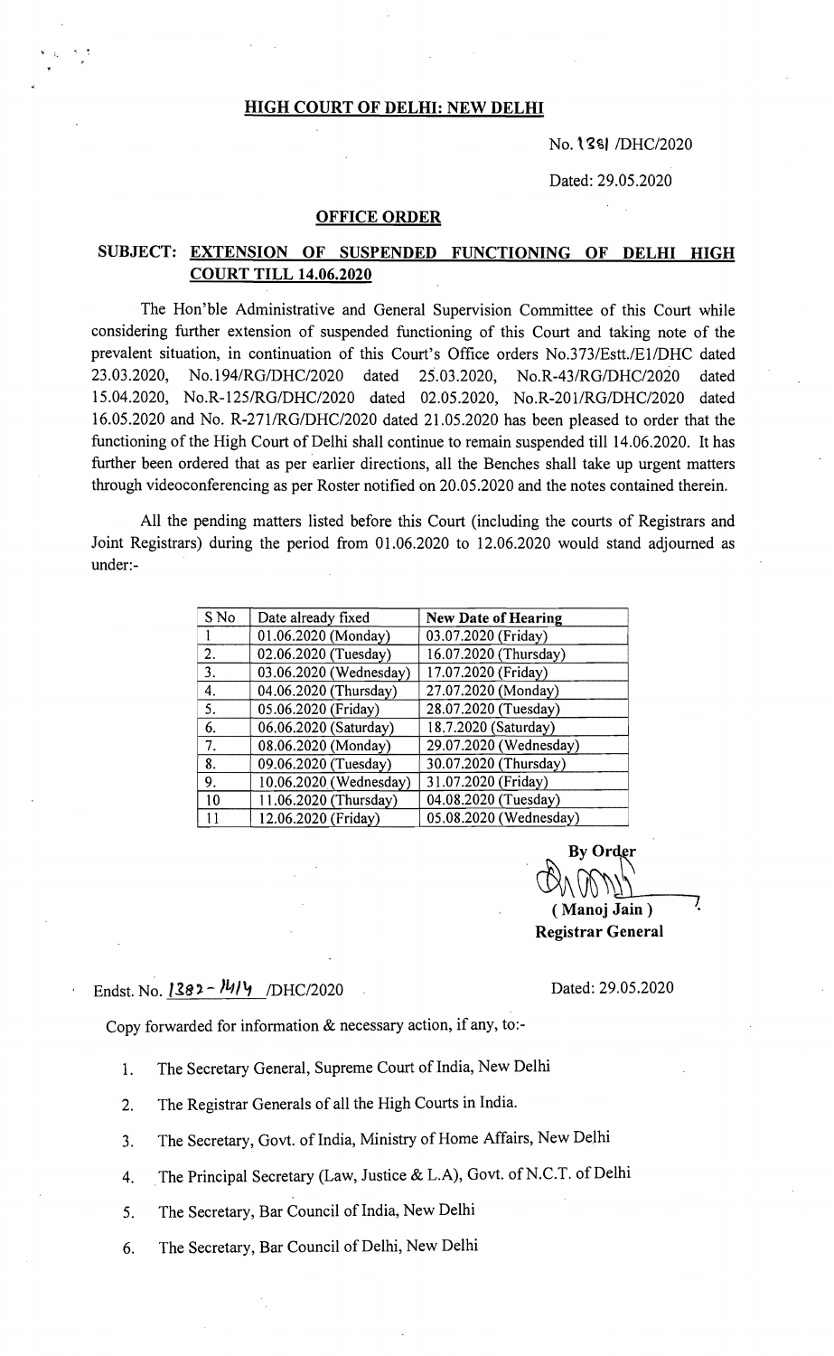## HIGH COURT OF DELHI: NEW DELHI

No. 1381 /DHC/2020

Dated: 29.05.2020

### OFFICE ORDER

**SUBJECT: EXTENSION OF SUSPENDED FUNCTIONING OF DELHI HIGH COURT TILL 14.06.2020**

The Hon'ble Administrative and General Supervision Committee of this Court while considering further extension of suspended functioning of this Court and taking note of the prevalent situation, in continuation of this Court's Office orders No.373/Estt./E1/DHC dated 23.03.2020, No.194/RG/DHC/2020 dated 25.03.2020, No.R-43/RG/DHC/2020 dated 15.04.2020, No.R-125/RG/DHC/2020 dated 02.05.2020, No.R-201/RG/DHC/2020 dated 16.05.2020 and No. R-271/RG/DHC/2020 dated 21.05.2020 has been pleased to order that the functioning of the High Court of Delhi shall continue to remain suspended till 14.06.2020. It has further been ordered that as per earlier directions, all the Benches shall take up urgent matters through videoconferencing as per Roster notified on 20.05.2020 and the notes contained therein.

All the pending matters listed before this Court (including the courts of Registrars and Joint Registrars) during the period from 01.06.2020 to 12.06.2020 would stand adjourned as under:-

| S No | Date already fixed | **New Date of Hearing** |
|---|---|---|
| 1 | 01.06.2020 (Monday) | 03.07.2020 (Friday) |
| 2. | 02.06.2020 (Tuesday) | 16.07.2020 (Thursday) |
| 3. | 03.06.2020 (Wednesday) | 17.07.2020 (Friday) |
| 4. | 04.06.2020 (Thursday) | 27.07.2020 (Monday) |
| 5. | 05.06.2020 (Friday) | 28.07.2020 (Tuesday) |
| 6. | 06.06.2020 (Saturday) | 18.7.2020 (Saturday) |
| 7. | 08.06.2020 (Monday) | 29.07.2020 (Wednesday) |
| 8. | 09.06.2020 (Tuesday) | 30.07.2020 (Thursday) |
| 9. | 10.06.2020 (Wednesday) | 31.07.2020 (Friday) |
| 10 | 11.06.2020 (Thursday) | 04.08.2020 (Tuesday) |
| 11 | 12.06.2020 (Friday) | 05.08.2020 (Wednesday) |

**By Order**

**( Manoj Jain )**
**Registrar General**

Endst. No. 1382 - 1414 /DHC/2020

Dated: 29.05.2020

Copy forwarded for information & necessary action, if any, to:-

1. The Secretary General, Supreme Court of India, New Delhi
2. The Registrar Generals of all the High Courts in India.
3. The Secretary, Govt. of India, Ministry of Home Affairs, New Delhi
4. The Principal Secretary (Law, Justice & L.A), Govt. of N.C.T. of Delhi
5. The Secretary, Bar Council of India, New Delhi
6. The Secretary, Bar Council of Delhi, New Delhi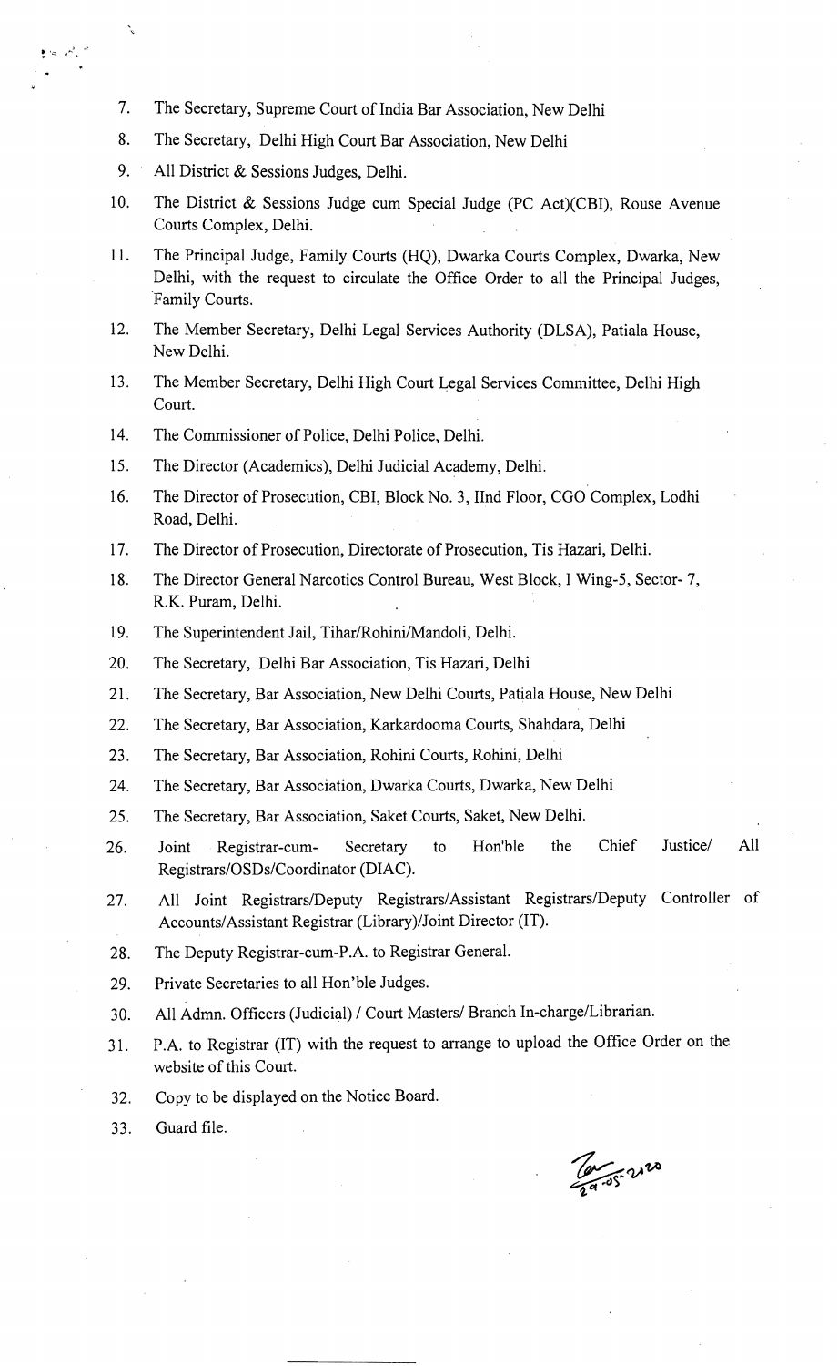7. The Secretary, Supreme Court of India Bar Association, New Delhi
8. The Secretary, Delhi High Court Bar Association, New Delhi
9. All District & Sessions Judges, Delhi.
10. The District & Sessions Judge cum Special Judge (PC Act)(CBI), Rouse Avenue Courts Complex, Delhi.
11. The Principal Judge, Family Courts (HQ), Dwarka Courts Complex, Dwarka, New Delhi, with the request to circulate the Office Order to all the Principal Judges, Family Courts.
12. The Member Secretary, Delhi Legal Services Authority (DLSA), Patiala House, New Delhi.
13. The Member Secretary, Delhi High Court Legal Services Committee, Delhi High Court.
14. The Commissioner of Police, Delhi Police, Delhi.
15. The Director (Academics), Delhi Judicial Academy, Delhi.
16. The Director of Prosecution, CBI, Block No. 3, IInd Floor, CGO Complex, Lodhi Road, Delhi.
17. The Director of Prosecution, Directorate of Prosecution, Tis Hazari, Delhi.
18. The Director General Narcotics Control Bureau, West Block, I Wing-5, Sector- 7, R.K. Puram, Delhi.
19. The Superintendent Jail, Tihar/Rohini/Mandoli, Delhi.
20. The Secretary, Delhi Bar Association, Tis Hazari, Delhi
21. The Secretary, Bar Association, New Delhi Courts, Patiala House, New Delhi
22. The Secretary, Bar Association, Karkardooma Courts, Shahdara, Delhi
23. The Secretary, Bar Association, Rohini Courts, Rohini, Delhi
24. The Secretary, Bar Association, Dwarka Courts, Dwarka, New Delhi
25. The Secretary, Bar Association, Saket Courts, Saket, New Delhi.
26. Joint Registrar-cum- Secretary to Hon'ble the Chief Justice/ All Registrars/OSDs/Coordinator (DIAC).
27. All Joint Registrars/Deputy Registrars/Assistant Registrars/Deputy Controller of Accounts/Assistant Registrar (Library)/Joint Director (IT).
28. The Deputy Registrar-cum-P.A. to Registrar General.
29. Private Secretaries to all Hon'ble Judges.
30. All Admn. Officers (Judicial) / Court Masters/ Branch In-charge/Librarian.
31. P.A. to Registrar (IT) with the request to arrange to upload the Office Order on the website of this Court.
32. Copy to be displayed on the Notice Board.
33. Guard file.

29-05-2020